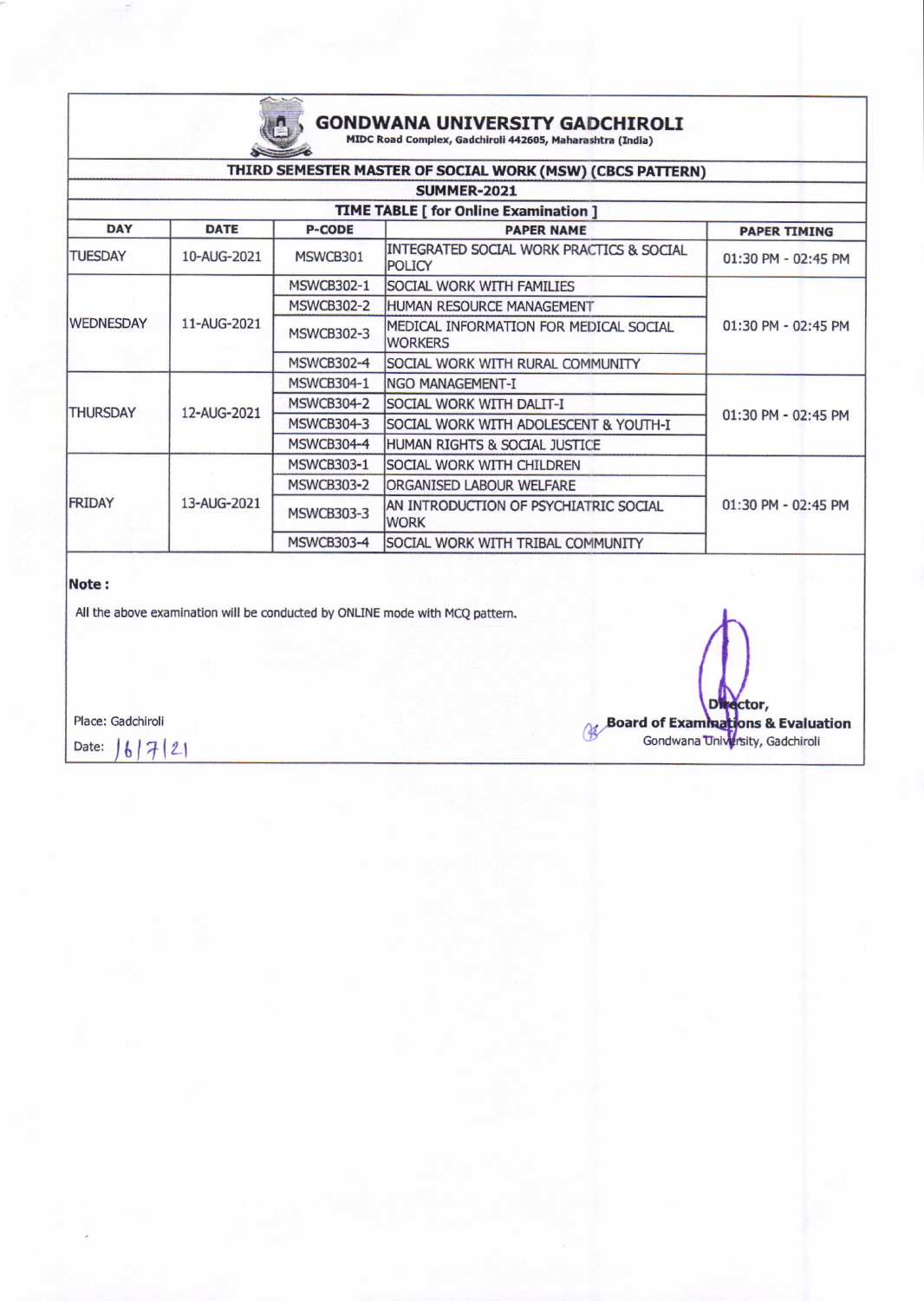# GONDWANA UNIVERSITY GADCHIROLI

MIDC Road Complex, Gadchiroli 442605, Maharashtra (India)

## THIRD SEMESTER MASTER OF SOCIAL WORK (MSW) (CBCS PATTERN)

### SUMMER-2021

### TIME TABLE [ for Online Examination ]

| DAY | DATE | P-CODE | PAPER NAME | PAPER TIMING |
|---|---|---|---|---|
| TUESDAY | 10-AUG-2021 | MSWCB301 | INTEGRATED SOCIAL WORK PRACTICS & SOCIAL POLICY | 01:30 PM - 02:45 PM |
| WEDNESDAY | 11-AUG-2021 | MSWCB302-1 | SOCIAL WORK WITH FAMILIES | 01:30 PM - 02:45 PM |
| | | MSWCB302-2 | HUMAN RESOURCE MANAGEMENT | |
| | | MSWCB302-3 | MEDICAL INFORMATION FOR MEDICAL SOCIAL WORKERS | |
| | | MSWCB302-4 | SOCIAL WORK WITH RURAL COMMUNITY | |
| THURSDAY | 12-AUG-2021 | MSWCB304-1 | NGO MANAGEMENT-I | 01:30 PM - 02:45 PM |
| | | MSWCB304-2 | SOCIAL WORK WITH DALIT-I | |
| | | MSWCB304-3 | SOCIAL WORK WITH ADOLESCENT & YOUTH-I | |
| | | MSWCB304-4 | HUMAN RIGHTS & SOCIAL JUSTICE | |
| FRIDAY | 13-AUG-2021 | MSWCB303-1 | SOCIAL WORK WITH CHILDREN | 01:30 PM - 02:45 PM |
| | | MSWCB303-2 | ORGANISED LABOUR WELFARE | |
| | | MSWCB303-3 | AN INTRODUCTION OF PSYCHIATRIC SOCIAL WORK | |
| | | MSWCB303-4 | SOCIAL WORK WITH TRIBAL COMMUNITY | |

**Note :**

All the above examination will be conducted by ONLINE mode with MCQ pattern.

Place: Gadchiroli

Date: 16/7/21

Director,
**Board of Examinations & Evaluation**
Gondwana University, Gadchiroli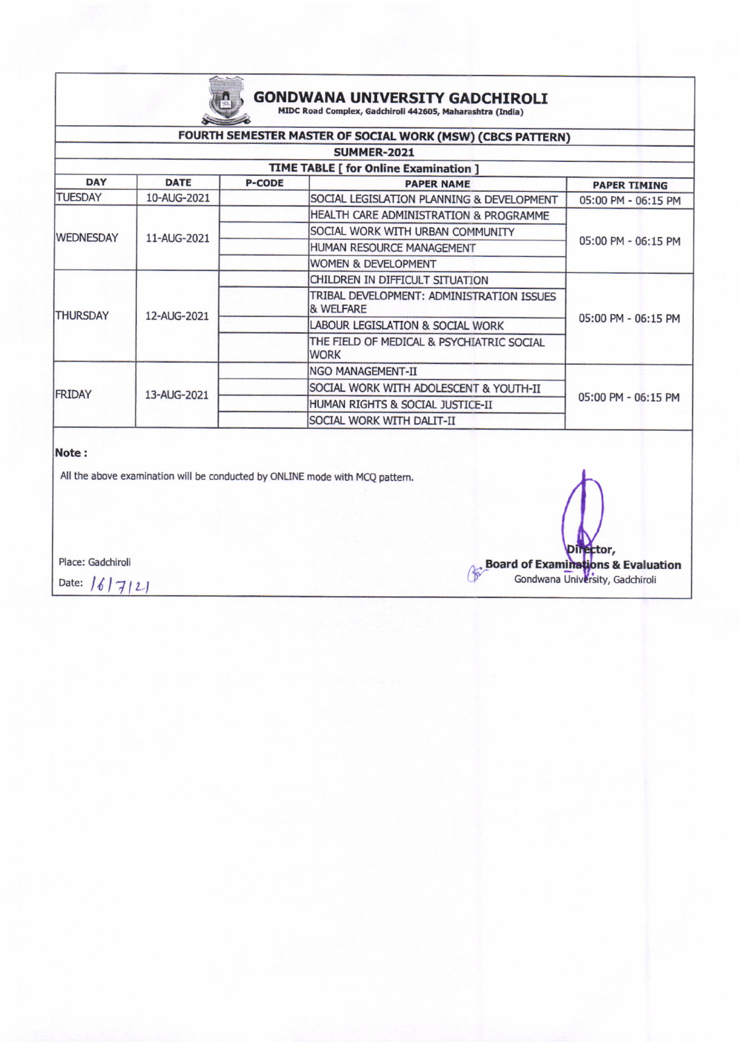# GONDWANA UNIVERSITY GADCHIROLI

MIDC Road Complex, Gadchiroli 442605, Maharashtra (India)

## FOURTH SEMESTER MASTER OF SOCIAL WORK (MSW) (CBCS PATTERN)

### SUMMER-2021

### TIME TABLE [ for Online Examination ]

| DAY | DATE | P-CODE | PAPER NAME | PAPER TIMING |
|---|---|---|---|---|
| TUESDAY | 10-AUG-2021 | | SOCIAL LEGISLATION PLANNING & DEVELOPMENT | 05:00 PM - 06:15 PM |
| WEDNESDAY | 11-AUG-2021 | | HEALTH CARE ADMINISTRATION & PROGRAMME | 05:00 PM - 06:15 PM |
| | | | SOCIAL WORK WITH URBAN COMMUNITY | |
| | | | HUMAN RESOURCE MANAGEMENT | |
| | | | WOMEN & DEVELOPMENT | |
| THURSDAY | 12-AUG-2021 | | CHILDREN IN DIFFICULT SITUATION | 05:00 PM - 06:15 PM |
| | | | TRIBAL DEVELOPMENT: ADMINISTRATION ISSUES & WELFARE | |
| | | | LABOUR LEGISLATION & SOCIAL WORK | |
| | | | THE FIELD OF MEDICAL & PSYCHIATRIC SOCIAL WORK | |
| FRIDAY | 13-AUG-2021 | | NGO MANAGEMENT-II | 05:00 PM - 06:15 PM |
| | | | SOCIAL WORK WITH ADOLESCENT & YOUTH-II | |
| | | | HUMAN RIGHTS & SOCIAL JUSTICE-II | |
| | | | SOCIAL WORK WITH DALIT-II | |

**Note :**

All the above examination will be conducted by ONLINE mode with MCQ pattern.

Place: Gadchiroli

Date: 16/7/21

**Director,**
**Board of Examinations & Evaluation**
Gondwana University, Gadchiroli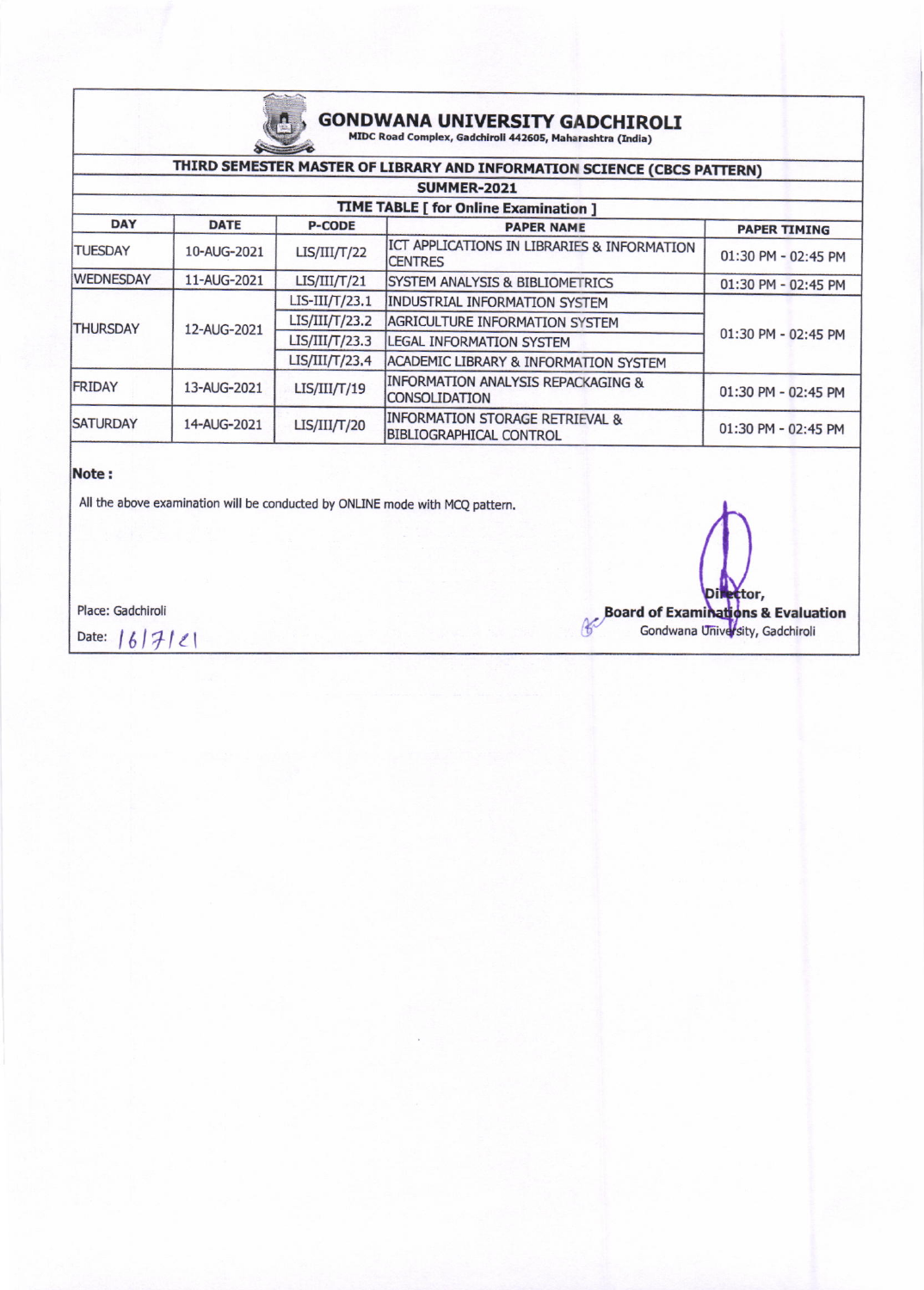# GONDWANA UNIVERSITY GADCHIROLI

MIDC Road Complex, Gadchiroli 442605, Maharashtra (India)

## THIRD SEMESTER MASTER OF LIBRARY AND INFORMATION SCIENCE (CBCS PATTERN)

### SUMMER-2021

### TIME TABLE [ for Online Examination ]

| DAY | DATE | P-CODE | PAPER NAME | PAPER TIMING |
|---|---|---|---|---|
| TUESDAY | 10-AUG-2021 | LIS/III/T/22 | ICT APPLICATIONS IN LIBRARIES & INFORMATION CENTRES | 01:30 PM - 02:45 PM |
| WEDNESDAY | 11-AUG-2021 | LIS/III/T/21 | SYSTEM ANALYSIS & BIBLIOMETRICS | 01:30 PM - 02:45 PM |
| THURSDAY | 12-AUG-2021 | LIS-III/T/23.1 | INDUSTRIAL INFORMATION SYSTEM | 01:30 PM - 02:45 PM |
| | | LIS/III/T/23.2 | AGRICULTURE INFORMATION SYSTEM | |
| | | LIS/III/T/23.3 | LEGAL INFORMATION SYSTEM | |
| | | LIS/III/T/23.4 | ACADEMIC LIBRARY & INFORMATION SYSTEM | |
| FRIDAY | 13-AUG-2021 | LIS/III/T/19 | INFORMATION ANALYSIS REPACKAGING & CONSOLIDATION | 01:30 PM - 02:45 PM |
| SATURDAY | 14-AUG-2021 | LIS/III/T/20 | INFORMATION STORAGE RETRIEVAL & BIBLIOGRAPHICAL CONTROL | 01:30 PM - 02:45 PM |

**Note :**

All the above examination will be conducted by ONLINE mode with MCQ pattern.

Place: Gadchiroli

Date: 16/7/21

Director,

**Board of Examinations & Evaluation**

Gondwana University, Gadchiroli